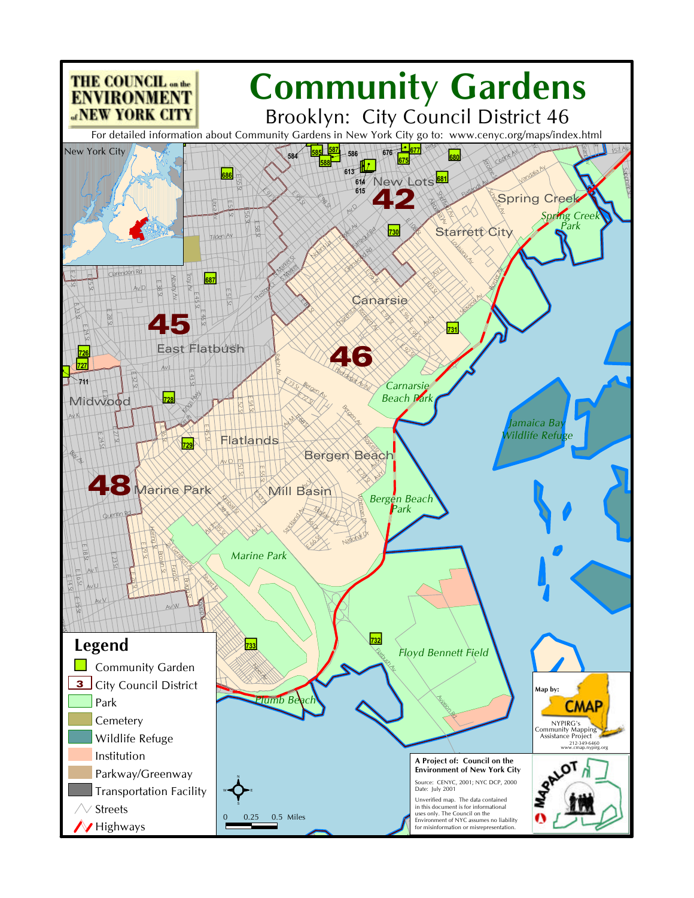THE COUNCIL on the ENVIRONMENT of NEW YORK CITY

# Community Gardens

## Brooklyn: City Council District 46

For detailed information about Community Gardens in New York City go to: www.cenyc.org/maps/index.html

New York City

42

45

46

48

New Lots

Spring Creek

Spring Creek Park

Starrett City

Canarsie

East Flatbush

Midwood

Carnarsie Beach Park

Jamaica Bay Wildlife Refuge

Flatlands

Bergen Beach

Marine Park

Mill Basin

Bergen Beach Park

Marine Park

Floyd Bennett Field

Plumb Beach

584, 585, 586, 587, 588, 613, 614, 615, 675, 676, 677, 680, 681, 686, 687, 711, 726, 727, 728, 729, 730, 731, 732, 733

## Legend

- Community Garden
- City Council District
- Park
- Cemetery
- Wildlife Refuge
- Institution
- Parkway/Greenway
- Transportation Facility
- Streets
- Highways

0 0.25 0.5 Miles

Map by: CMAP
NYPIRG's Community Mapping Assistance Project
212-349-6460
www.cmap.nypirg.org

**A Project of: Council on the Environment of New York City**

Source: CENYC, 2001; NYC DCP, 2000
Date: July 2001

Unverified map. The data contained in this document is for informational uses only. The Council on the Environment of NYC assumes no liability for misinformation or misrepresentation.

MAPALOT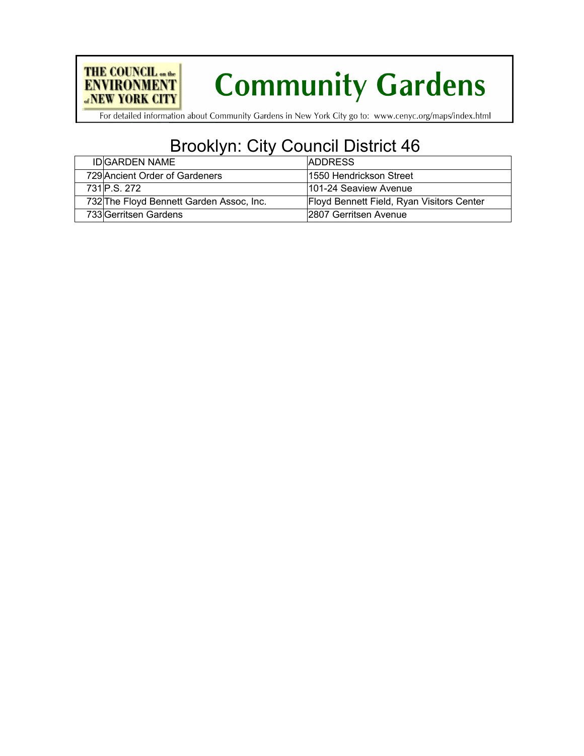THE COUNCIL on the ENVIRONMENT of NEW YORK CITY

# Community Gardens

For detailed information about Community Gardens in New York City go to: www.cenyc.org/maps/index.html

## Brooklyn: City Council District 46

| ID | GARDEN NAME | ADDRESS |
|---|---|---|
| 729 | Ancient Order of Gardeners | 1550 Hendrickson Street |
| 731 | P.S. 272 | 101-24 Seaview Avenue |
| 732 | The Floyd Bennett Garden Assoc, Inc. | Floyd Bennett Field, Ryan Visitors Center |
| 733 | Gerritsen Gardens | 2807 Gerritsen Avenue |